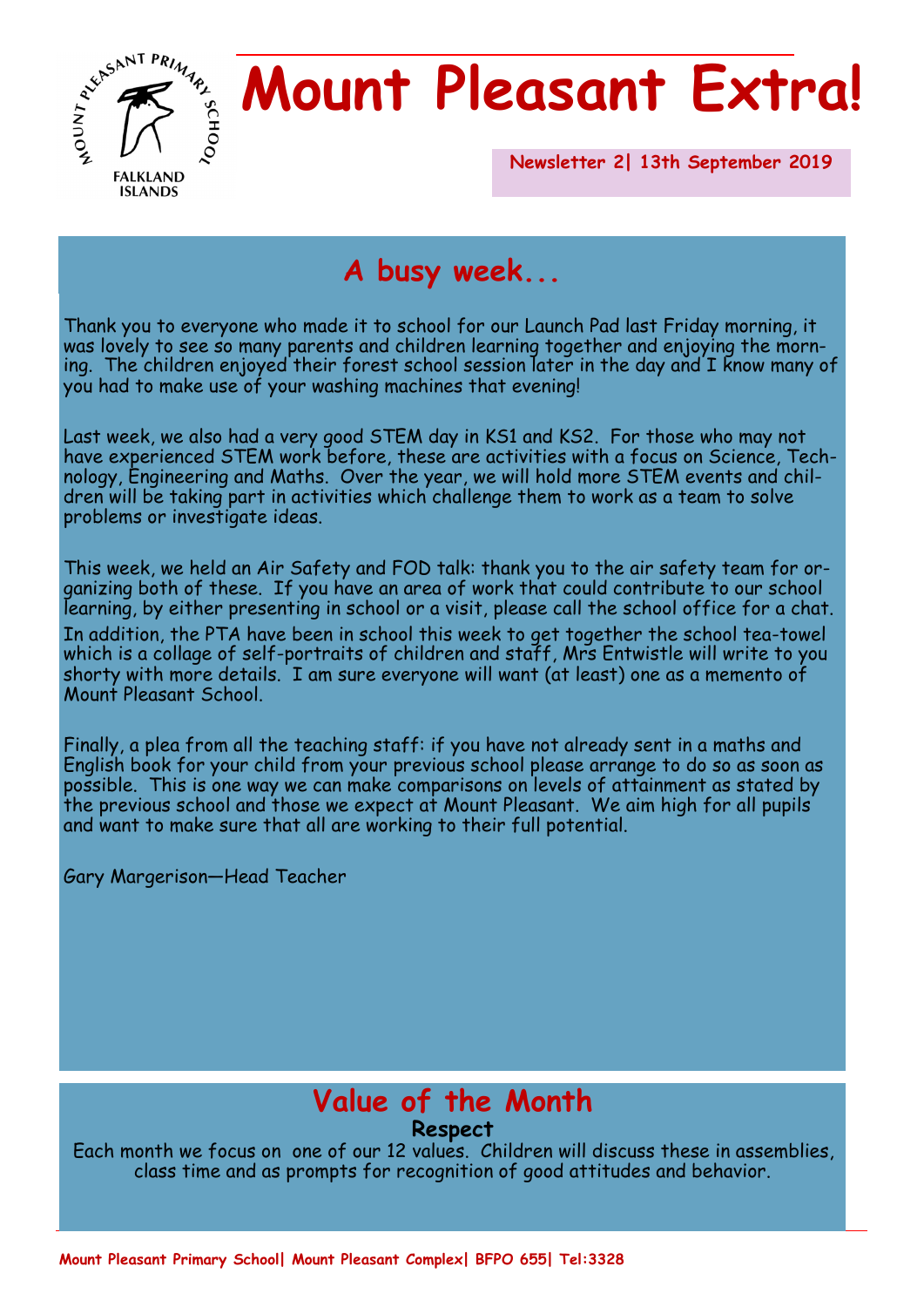# Mount Pleasant Extra!

**Newsletter 2| 13th September 2019**

## A busy week...

Thank you to everyone who made it to school for our Launch Pad last Friday morning, it was lovely to see so many parents and children learning together and enjoying the morning. The children enjoyed their forest school session later in the day and I know many of you had to make use of your washing machines that evening!

Last week, we also had a very good STEM day in KS1 and KS2. For those who may not have experienced STEM work before, these are activities with a focus on Science, Technology, Engineering and Maths. Over the year, we will hold more STEM events and children will be taking part in activities which challenge them to work as a team to solve problems or investigate ideas.

This week, we held an Air Safety and FOD talk: thank you to the air safety team for organizing both of these. If you have an area of work that could contribute to our school learning, by either presenting in school or a visit, please call the school office for a chat.

In addition, the PTA have been in school this week to get together the school tea-towel which is a collage of self-portraits of children and staff, Mrs Entwistle will write to you shorty with more details. I am sure everyone will want (at least) one as a memento of Mount Pleasant School.

Finally, a plea from all the teaching staff: if you have not already sent in a maths and English book for your child from your previous school please arrange to do so as soon as possible. This is one way we can make comparisons on levels of attainment as stated by the previous school and those we expect at Mount Pleasant. We aim high for all pupils and want to make sure that all are working to their full potential.

Gary Margerison—Head Teacher

## Value of the Month

**Respect**

Each month we focus on one of our 12 values. Children will discuss these in assemblies, class time and as prompts for recognition of good attitudes and behavior.

**Mount Pleasant Primary School| Mount Pleasant Complex| BFPO 655| Tel:3328**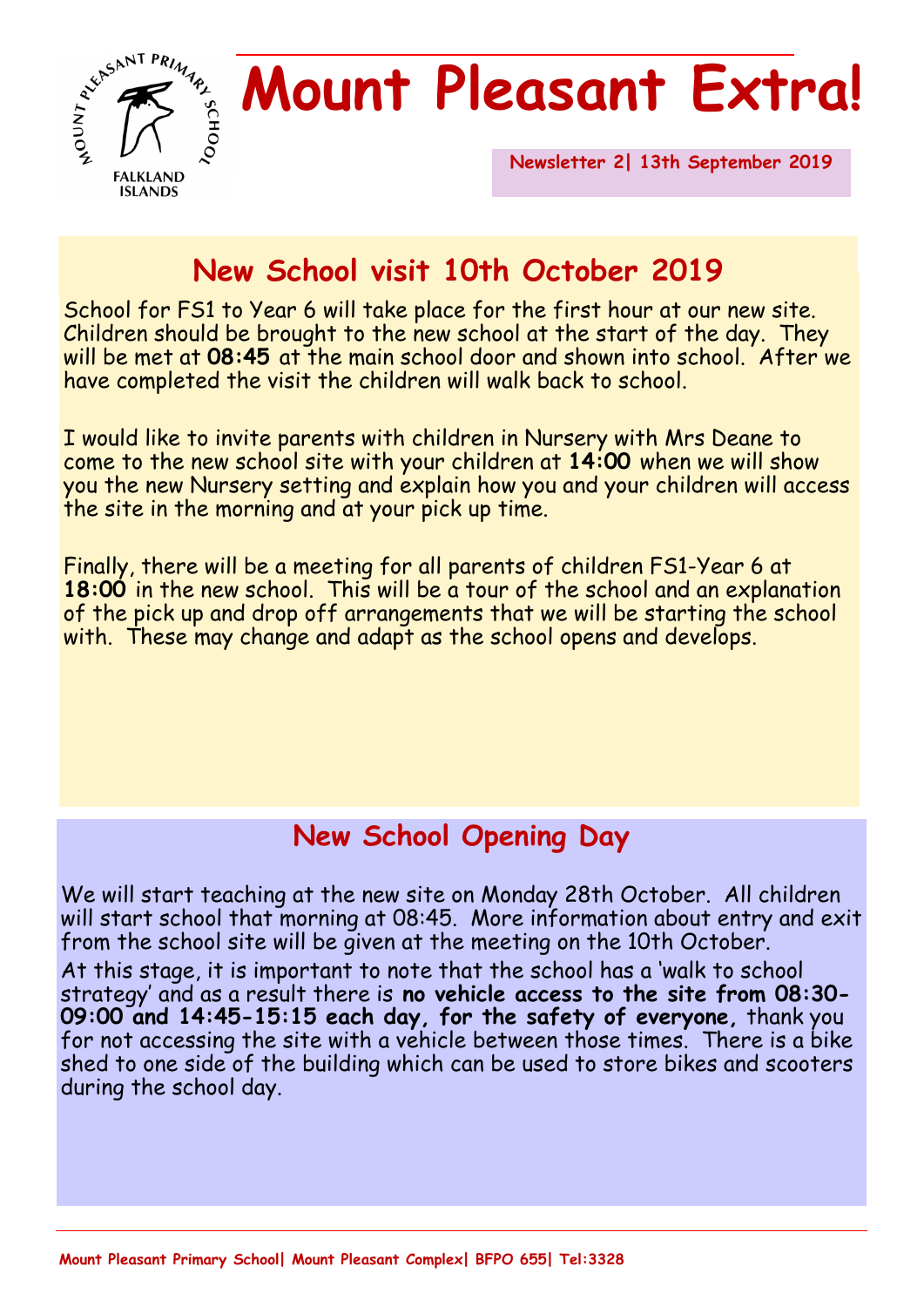# Mount Pleasant Extra!

**Newsletter 2| 13th September 2019**

## New School visit 10th October 2019

School for FS1 to Year 6 will take place for the first hour at our new site. Children should be brought to the new school at the start of the day. They will be met at **08:45** at the main school door and shown into school. After we have completed the visit the children will walk back to school.

I would like to invite parents with children in Nursery with Mrs Deane to come to the new school site with your children at **14:00** when we will show you the new Nursery setting and explain how you and your children will access the site in the morning and at your pick up time.

Finally, there will be a meeting for all parents of children FS1-Year 6 at **18:00** in the new school. This will be a tour of the school and an explanation of the pick up and drop off arrangements that we will be starting the school with. These may change and adapt as the school opens and develops.

## New School Opening Day

We will start teaching at the new site on Monday 28th October. All children will start school that morning at 08:45. More information about entry and exit from the school site will be given at the meeting on the 10th October.

At this stage, it is important to note that the school has a 'walk to school strategy' and as a result there is **no vehicle access to the site from 08:30-09:00 and 14:45-15:15 each day, for the safety of everyone,** thank you for not accessing the site with a vehicle between those times. There is a bike shed to one side of the building which can be used to store bikes and scooters during the school day.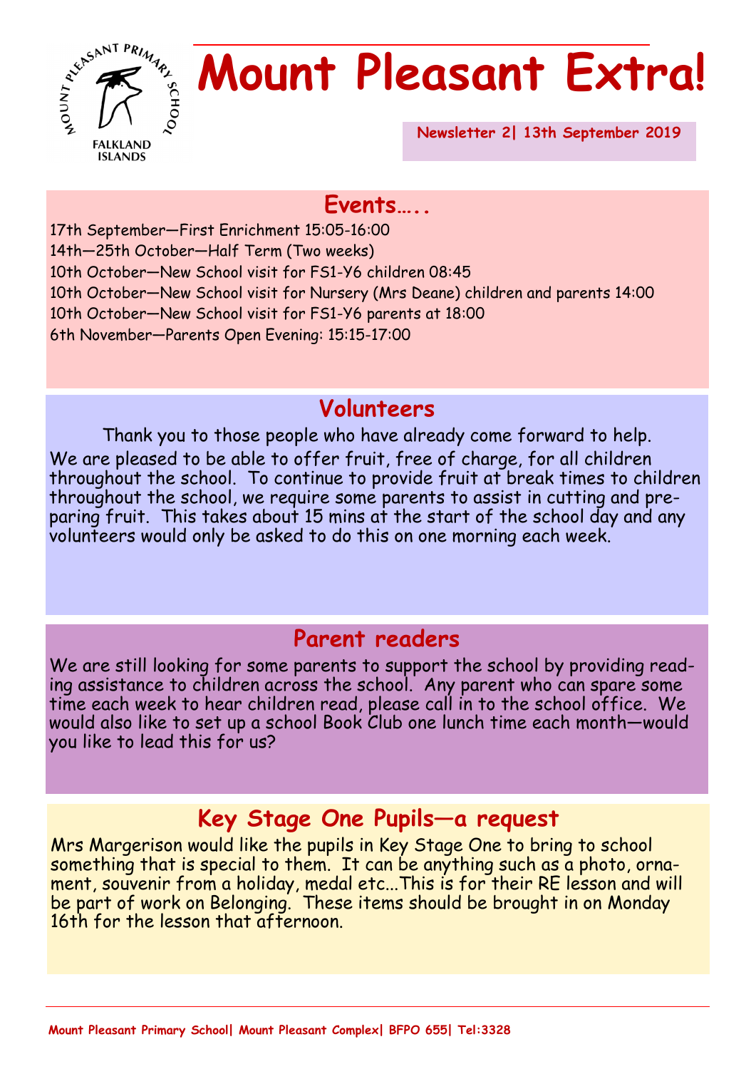# Mount Pleasant Extra!

**Newsletter 2| 13th September 2019**

## Events…..

17th September—First Enrichment 15:05-16:00
14th—25th October—Half Term (Two weeks)
10th October—New School visit for FS1-Y6 children 08:45
10th October—New School visit for Nursery (Mrs Deane) children and parents 14:00
10th October—New School visit for FS1-Y6 parents at 18:00
6th November—Parents Open Evening: 15:15-17:00

## Volunteers

Thank you to those people who have already come forward to help.
We are pleased to be able to offer fruit, free of charge, for all children throughout the school. To continue to provide fruit at break times to children throughout the school, we require some parents to assist in cutting and preparing fruit. This takes about 15 mins at the start of the school day and any volunteers would only be asked to do this on one morning each week.

## Parent readers

We are still looking for some parents to support the school by providing reading assistance to children across the school. Any parent who can spare some time each week to hear children read, please call in to the school office. We would also like to set up a school Book Club one lunch time each month—would you like to lead this for us?

## Key Stage One Pupils—a request

Mrs Margerison would like the pupils in Key Stage One to bring to school something that is special to them. It can be anything such as a photo, ornament, souvenir from a holiday, medal etc...This is for their RE lesson and will be part of work on Belonging. These items should be brought in on Monday 16th for the lesson that afternoon.

**Mount Pleasant Primary School| Mount Pleasant Complex| BFPO 655| Tel:3328**